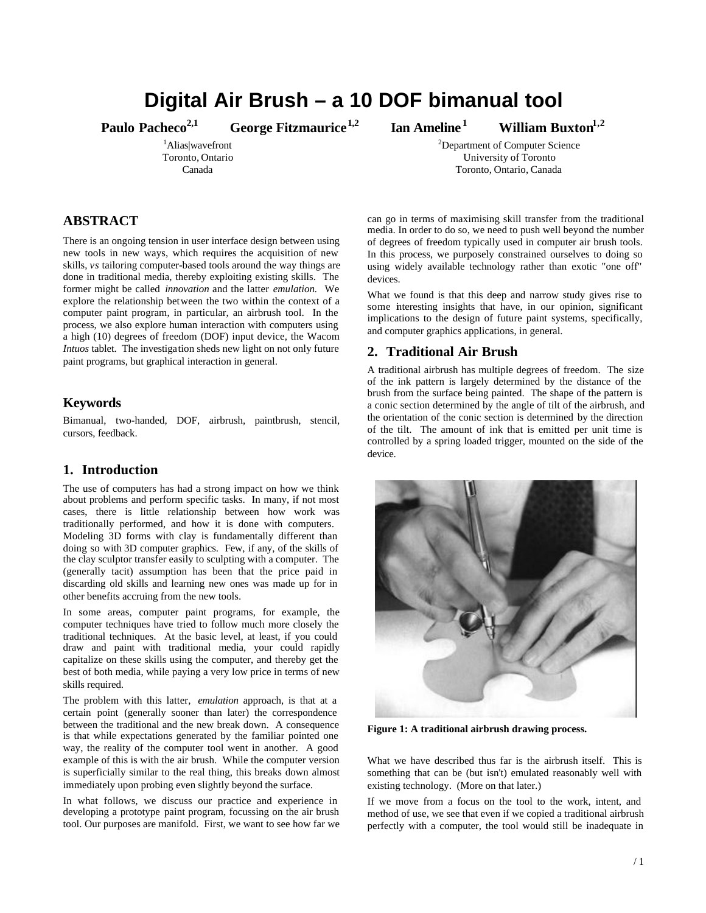# Digital Air Brush – a 10 DOF bimanual tool

**Paulo Pacheco[2,1]** **George Fitzmaurice[1,2]** **Ian Ameline[1]** **William Buxton[1,2]**

[1]Alias|wavefront
Toronto, Ontario
Canada

[2]Department of Computer Science
University of Toronto
Toronto, Ontario, Canada

## ABSTRACT

There is an ongoing tension in user interface design between using new tools in new ways, which requires the acquisition of new skills, *vs* tailoring computer-based tools around the way things are done in traditional media, thereby exploiting existing skills. The former might be called *innovation* and the latter *emulation.* We explore the relationship between the two within the context of a computer paint program, in particular, an airbrush tool. In the process, we also explore human interaction with computers using a high (10) degrees of freedom (DOF) input device, the Wacom *Intuos* tablet. The investigation sheds new light on not only future paint programs, but graphical interaction in general.

## Keywords

Bimanual, two-handed, DOF, airbrush, paintbrush, stencil, cursors, feedback.

## 1. Introduction

The use of computers has had a strong impact on how we think about problems and perform specific tasks. In many, if not most cases, there is little relationship between how work was traditionally performed, and how it is done with computers. Modeling 3D forms with clay is fundamentally different than doing so with 3D computer graphics. Few, if any, of the skills of the clay sculptor transfer easily to sculpting with a computer. The (generally tacit) assumption has been that the price paid in discarding old skills and learning new ones was made up for in other benefits accruing from the new tools.

In some areas, computer paint programs, for example, the computer techniques have tried to follow much more closely the traditional techniques. At the basic level, at least, if you could draw and paint with traditional media, your could rapidly capitalize on these skills using the computer, and thereby get the best of both media, while paying a very low price in terms of new skills required.

The problem with this latter, *emulation* approach, is that at a certain point (generally sooner than later) the correspondence between the traditional and the new break down. A consequence is that while expectations generated by the familiar pointed one way, the reality of the computer tool went in another. A good example of this is with the air brush. While the computer version is superficially similar to the real thing, this breaks down almost immediately upon probing even slightly beyond the surface.

In what follows, we discuss our practice and experience in developing a prototype paint program, focussing on the air brush tool. Our purposes are manifold. First, we want to see how far we can go in terms of maximising skill transfer from the traditional media. In order to do so, we need to push well beyond the number of degrees of freedom typically used in computer air brush tools. In this process, we purposely constrained ourselves to doing so using widely available technology rather than exotic "one off" devices.

What we found is that this deep and narrow study gives rise to some interesting insights that have, in our opinion, significant implications to the design of future paint systems, specifically, and computer graphics applications, in general.

## 2. Traditional Air Brush

A traditional airbrush has multiple degrees of freedom. The size of the ink pattern is largely determined by the distance of the brush from the surface being painted. The shape of the pattern is a conic section determined by the angle of tilt of the airbrush, and the orientation of the conic section is determined by the direction of the tilt. The amount of ink that is emitted per unit time is controlled by a spring loaded trigger, mounted on the side of the device.

**Figure 1: A traditional airbrush drawing process.**

What we have described thus far is the airbrush itself. This is something that can be (but isn't) emulated reasonably well with existing technology. (More on that later.)

If we move from a focus on the tool to the work, intent, and method of use, we see that even if we copied a traditional airbrush perfectly with a computer, the tool would still be inadequate in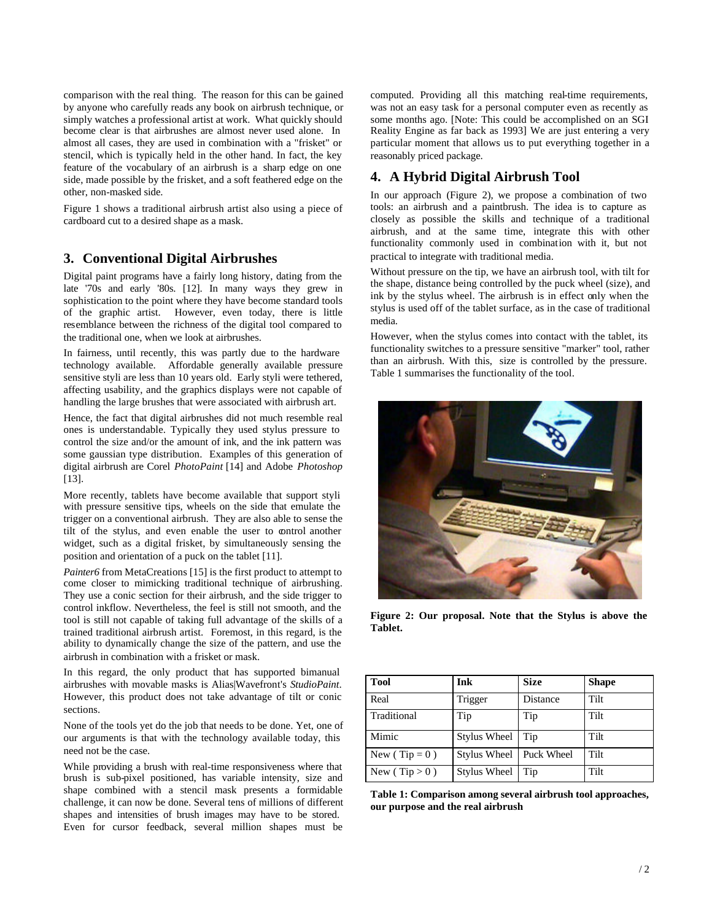comparison with the real thing. The reason for this can be gained by anyone who carefully reads any book on airbrush technique, or simply watches a professional artist at work. What quickly should become clear is that airbrushes are almost never used alone. In almost all cases, they are used in combination with a "frisket" or stencil, which is typically held in the other hand. In fact, the key feature of the vocabulary of an airbrush is a sharp edge on one side, made possible by the frisket, and a soft feathered edge on the other, non-masked side.

Figure 1 shows a traditional airbrush artist also using a piece of cardboard cut to a desired shape as a mask.

## 3. Conventional Digital Airbrushes

Digital paint programs have a fairly long history, dating from the late '70s and early '80s. [12]. In many ways they grew in sophistication to the point where they have become standard tools of the graphic artist. However, even today, there is little resemblance between the richness of the digital tool compared to the traditional one, when we look at airbrushes.

In fairness, until recently, this was partly due to the hardware technology available. Affordable generally available pressure sensitive styli are less than 10 years old. Early styli were tethered, affecting usability, and the graphics displays were not capable of handling the large brushes that were associated with airbrush art.

Hence, the fact that digital airbrushes did not much resemble real ones is understandable. Typically they used stylus pressure to control the size and/or the amount of ink, and the ink pattern was some gaussian type distribution. Examples of this generation of digital airbrush are Corel *PhotoPaint* [14] and Adobe *Photoshop* [13].

More recently, tablets have become available that support styli with pressure sensitive tips, wheels on the side that emulate the trigger on a conventional airbrush. They are also able to sense the tilt of the stylus, and even enable the user to control another widget, such as a digital frisket, by simultaneously sensing the position and orientation of a puck on the tablet [11].

*Painter6* from MetaCreations [15] is the first product to attempt to come closer to mimicking traditional technique of airbrushing. They use a conic section for their airbrush, and the side trigger to control inkflow. Nevertheless, the feel is still not smooth, and the tool is still not capable of taking full advantage of the skills of a trained traditional airbrush artist. Foremost, in this regard, is the ability to dynamically change the size of the pattern, and use the airbrush in combination with a frisket or mask.

In this regard, the only product that has supported bimanual airbrushes with movable masks is Alias|Wavefront's *StudioPaint*. However, this product does not take advantage of tilt or conic sections.

None of the tools yet do the job that needs to be done. Yet, one of our arguments is that with the technology available today, this need not be the case.

While providing a brush with real-time responsiveness where that brush is sub-pixel positioned, has variable intensity, size and shape combined with a stencil mask presents a formidable challenge, it can now be done. Several tens of millions of different shapes and intensities of brush images may have to be stored. Even for cursor feedback, several million shapes must be computed. Providing all this matching real-time requirements, was not an easy task for a personal computer even as recently as some months ago. [Note: This could be accomplished on an SGI Reality Engine as far back as 1993] We are just entering a very particular moment that allows us to put everything together in a reasonably priced package.

## 4. A Hybrid Digital Airbrush Tool

In our approach (Figure 2), we propose a combination of two tools: an airbrush and a paintbrush. The idea is to capture as closely as possible the skills and technique of a traditional airbrush, and at the same time, integrate this with other functionality commonly used in combination with it, but not practical to integrate with traditional media.

Without pressure on the tip, we have an airbrush tool, with tilt for the shape, distance being controlled by the puck wheel (size), and ink by the stylus wheel. The airbrush is in effect only when the stylus is used off of the tablet surface, as in the case of traditional media.

However, when the stylus comes into contact with the tablet, its functionality switches to a pressure sensitive "marker" tool, rather than an airbrush. With this, size is controlled by the pressure. Table 1 summarises the functionality of the tool.

**Figure 2: Our proposal. Note that the Stylus is above the Tablet.**

| Tool | Ink | Size | Shape |
|---|---|---|---|
| Real | Trigger | Distance | Tilt |
| Traditional | Tip | Tip | Tilt |
| Mimic | Stylus Wheel | Tip | Tilt |
| New ( Tip = 0 ) | Stylus Wheel | Puck Wheel | Tilt |
| New ( Tip > 0 ) | Stylus Wheel | Tip | Tilt |

**Table 1: Comparison among several airbrush tool approaches, our purpose and the real airbrush**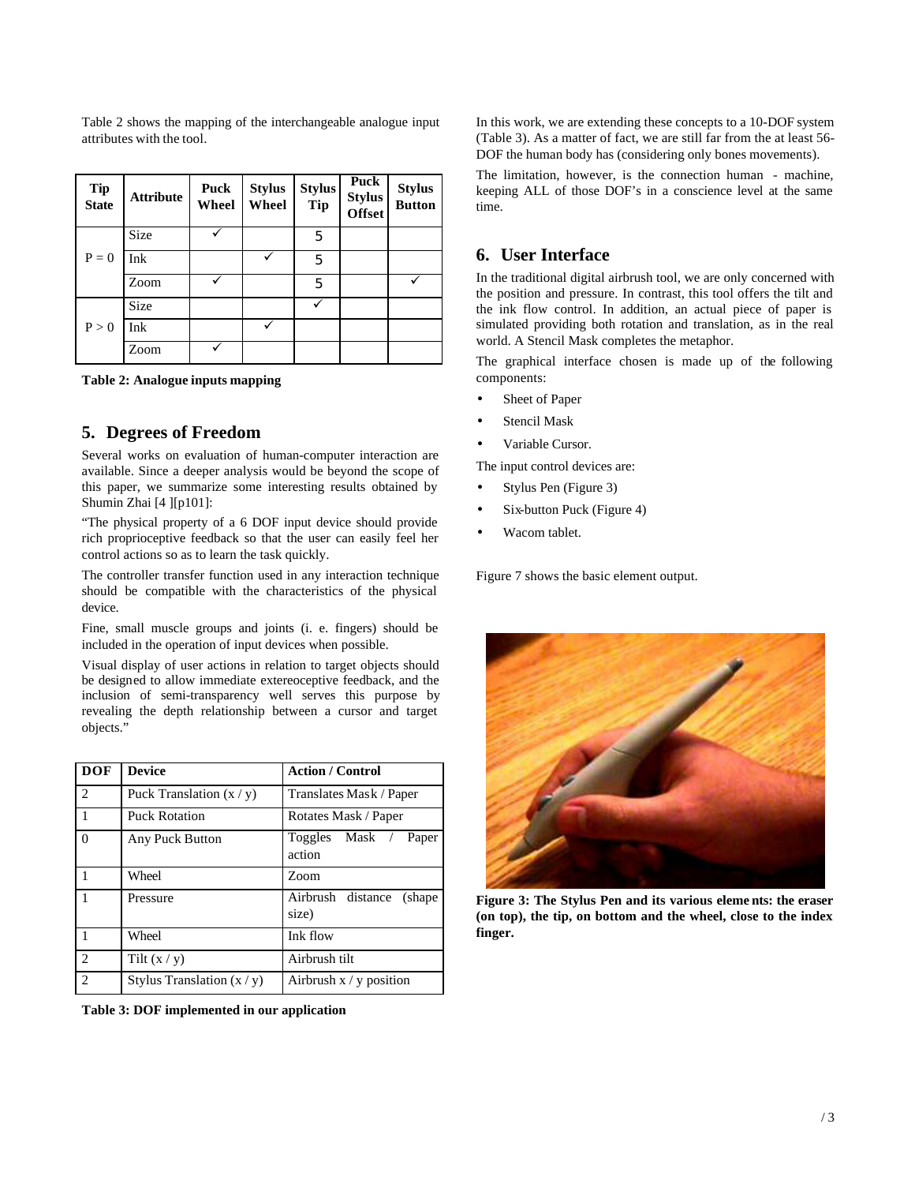Table 2 shows the mapping of the interchangeable analogue input attributes with the tool.

| Tip State | Attribute | Puck Wheel | Stylus Wheel | Stylus Tip | Puck Stylus Offset | Stylus Button |
|---|---|---|---|---|---|---|
| P = 0 | Size | ✓ | | 5 | | |
| | Ink | | ✓ | 5 | | |
| | Zoom | ✓ | | 5 | | ✓ |
| P > 0 | Size | | | ✓ | | |
| | Ink | | ✓ | | | |
| | Zoom | ✓ | | | | |

**Table 2: Analogue inputs mapping**

## 5. Degrees of Freedom

Several works on evaluation of human-computer interaction are available. Since a deeper analysis would be beyond the scope of this paper, we summarize some interesting results obtained by Shumin Zhai [4 ][p101]:

"The physical property of a 6 DOF input device should provide rich proprioceptive feedback so that the user can easily feel her control actions so as to learn the task quickly.

The controller transfer function used in any interaction technique should be compatible with the characteristics of the physical device.

Fine, small muscle groups and joints (i. e. fingers) should be included in the operation of input devices when possible.

Visual display of user actions in relation to target objects should be designed to allow immediate extereoceptive feedback, and the inclusion of semi-transparency well serves this purpose by revealing the depth relationship between a cursor and target objects."

| DOF | Device | Action / Control |
|---|---|---|
| 2 | Puck Translation (x / y) | Translates Mask / Paper |
| 1 | Puck Rotation | Rotates Mask / Paper |
| 0 | Any Puck Button | Toggles Mask / Paper action |
| 1 | Wheel | Zoom |
| 1 | Pressure | Airbrush distance (shape size) |
| 1 | Wheel | Ink flow |
| 2 | Tilt (x / y) | Airbrush tilt |
| 2 | Stylus Translation (x / y) | Airbrush x / y position |

**Table 3: DOF implemented in our application**

In this work, we are extending these concepts to a 10-DOF system (Table 3). As a matter of fact, we are still far from the at least 56-DOF the human body has (considering only bones movements).

The limitation, however, is the connection human - machine, keeping ALL of those DOF's in a conscience level at the same time.

## 6. User Interface

In the traditional digital airbrush tool, we are only concerned with the position and pressure. In contrast, this tool offers the tilt and the ink flow control. In addition, an actual piece of paper is simulated providing both rotation and translation, as in the real world. A Stencil Mask completes the metaphor.

The graphical interface chosen is made up of the following components:

- Sheet of Paper
- Stencil Mask
- Variable Cursor.

The input control devices are:

- Stylus Pen (Figure 3)
- Six-button Puck (Figure 4)
- Wacom tablet.

Figure 7 shows the basic element output.

**Figure 3: The Stylus Pen and its various elements: the eraser (on top), the tip, on bottom and the wheel, close to the index finger.**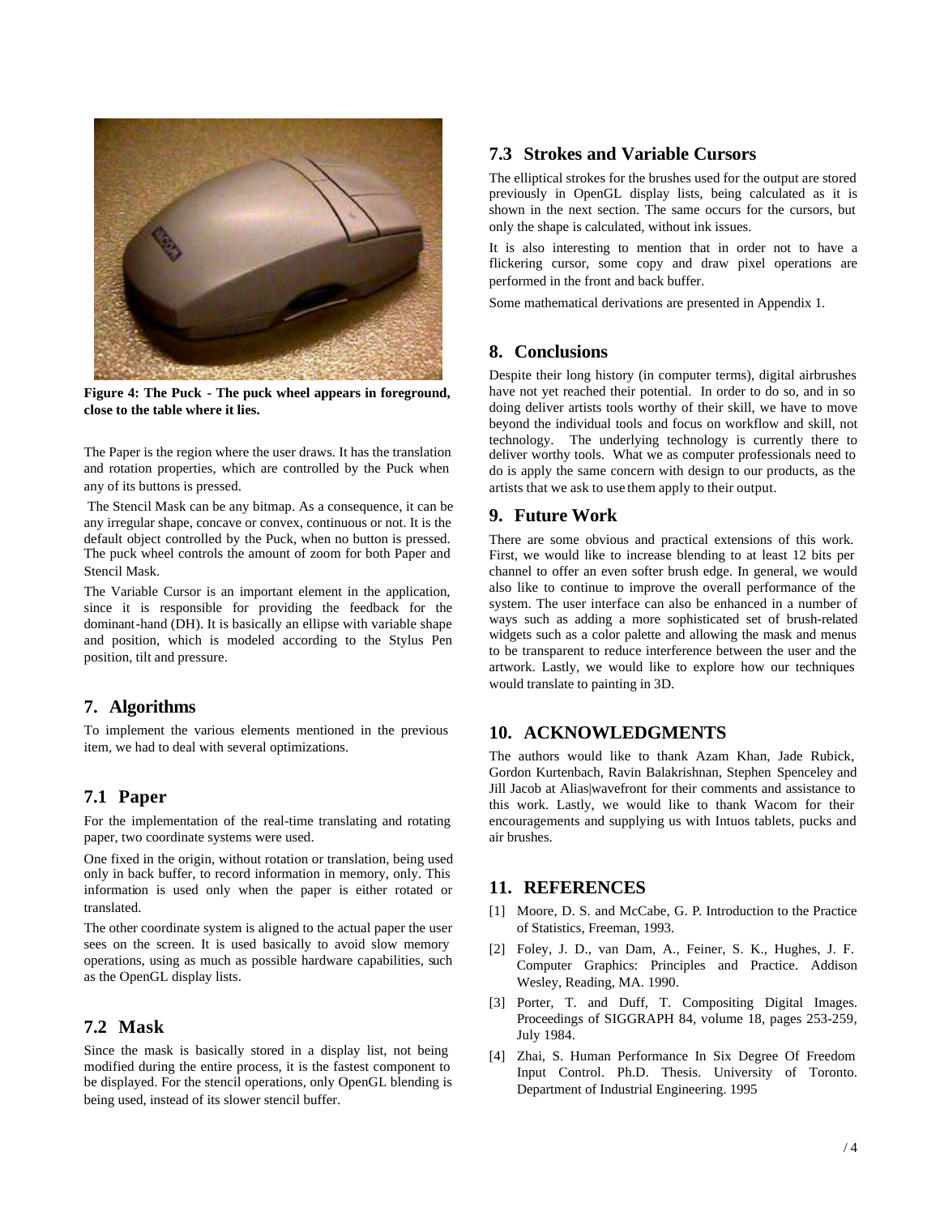Figure 4: The Puck - The puck wheel appears in foreground, close to the table where it lies.

The Paper is the region where the user draws. It has the translation and rotation properties, which are controlled by the Puck when any of its buttons is pressed.

The Stencil Mask can be any bitmap. As a consequence, it can be any irregular shape, concave or convex, continuous or not. It is the default object controlled by the Puck, when no button is pressed. The puck wheel controls the amount of zoom for both Paper and Stencil Mask.

The Variable Cursor is an important element in the application, since it is responsible for providing the feedback for the dominant-hand (DH). It is basically an ellipse with variable shape and position, which is modeled according to the Stylus Pen position, tilt and pressure.

## 7. Algorithms

To implement the various elements mentioned in the previous item, we had to deal with several optimizations.

### 7.1 Paper

For the implementation of the real-time translating and rotating paper, two coordinate systems were used.

One fixed in the origin, without rotation or translation, being used only in back buffer, to record information in memory, only. This information is used only when the paper is either rotated or translated.

The other coordinate system is aligned to the actual paper the user sees on the screen. It is used basically to avoid slow memory operations, using as much as possible hardware capabilities, such as the OpenGL display lists.

### 7.2 Mask

Since the mask is basically stored in a display list, not being modified during the entire process, it is the fastest component to be displayed. For the stencil operations, only OpenGL blending is being used, instead of its slower stencil buffer.

### 7.3 Strokes and Variable Cursors

The elliptical strokes for the brushes used for the output are stored previously in OpenGL display lists, being calculated as it is shown in the next section. The same occurs for the cursors, but only the shape is calculated, without ink issues.

It is also interesting to mention that in order not to have a flickering cursor, some copy and draw pixel operations are performed in the front and back buffer.

Some mathematical derivations are presented in Appendix 1.

## 8. Conclusions

Despite their long history (in computer terms), digital airbrushes have not yet reached their potential. In order to do so, and in so doing deliver artists tools worthy of their skill, we have to move beyond the individual tools and focus on workflow and skill, not technology. The underlying technology is currently there to deliver worthy tools. What we as computer professionals need to do is apply the same concern with design to our products, as the artists that we ask to use them apply to their output.

## 9. Future Work

There are some obvious and practical extensions of this work. First, we would like to increase blending to at least 12 bits per channel to offer an even softer brush edge. In general, we would also like to continue to improve the overall performance of the system. The user interface can also be enhanced in a number of ways such as adding a more sophisticated set of brush-related widgets such as a color palette and allowing the mask and menus to be transparent to reduce interference between the user and the artwork. Lastly, we would like to explore how our techniques would translate to painting in 3D.

## 10. ACKNOWLEDGMENTS

The authors would like to thank Azam Khan, Jade Rubick, Gordon Kurtenbach, Ravin Balakrishnan, Stephen Spenceley and Jill Jacob at Alias|wavefront for their comments and assistance to this work. Lastly, we would like to thank Wacom for their encouragements and supplying us with Intuos tablets, pucks and air brushes.

## 11. REFERENCES

[1] Moore, D. S. and McCabe, G. P. Introduction to the Practice of Statistics, Freeman, 1993.

[2] Foley, J. D., van Dam, A., Feiner, S. K., Hughes, J. F. Computer Graphics: Principles and Practice. Addison Wesley, Reading, MA. 1990.

[3] Porter, T. and Duff, T. Compositing Digital Images. Proceedings of SIGGRAPH 84, volume 18, pages 253-259, July 1984.

[4] Zhai, S. Human Performance In Six Degree Of Freedom Input Control. Ph.D. Thesis. University of Toronto. Department of Industrial Engineering. 1995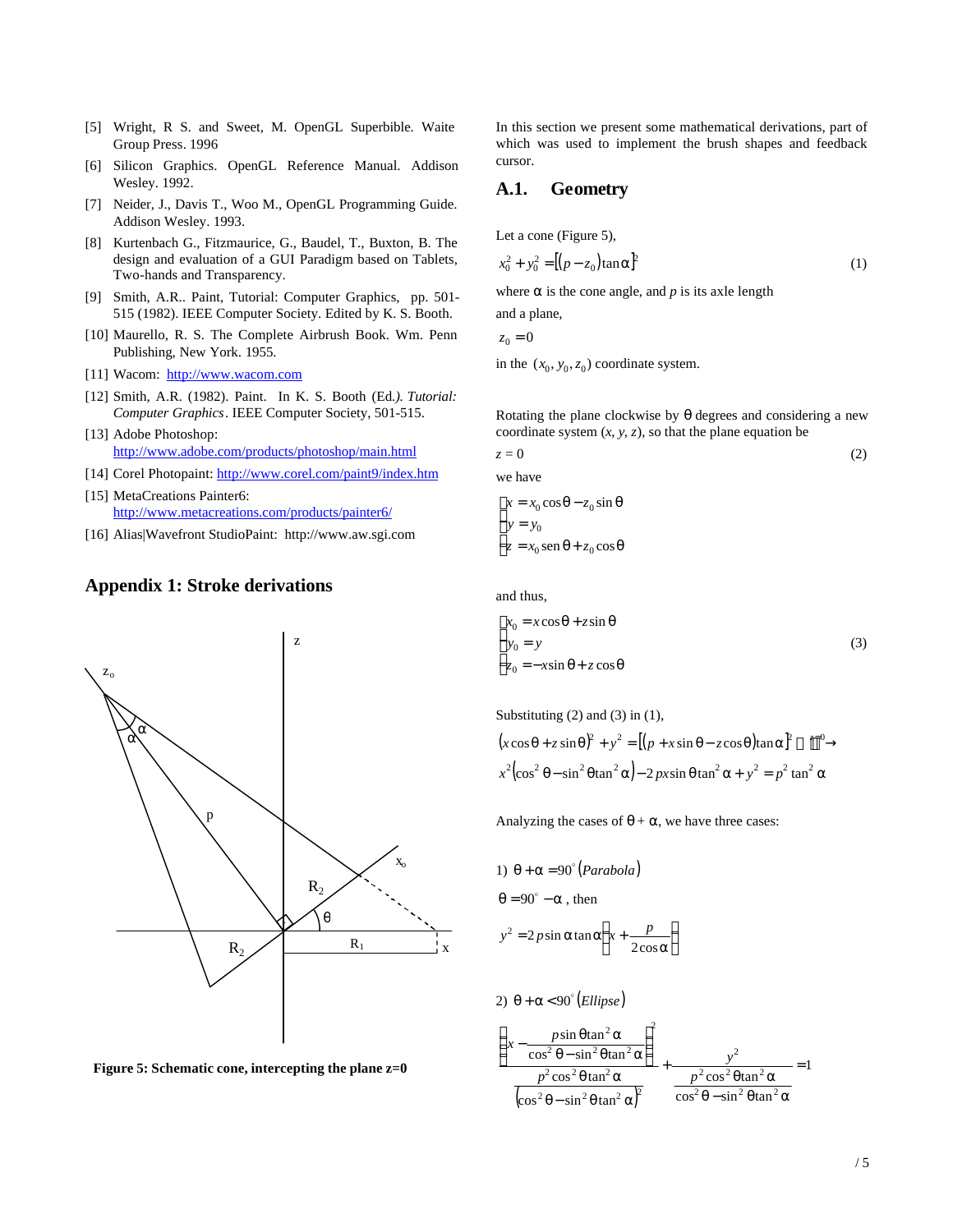[5] Wright, R S. and Sweet, M. OpenGL Superbible. Waite Group Press. 1996

[6] Silicon Graphics. OpenGL Reference Manual. Addison Wesley. 1992.

[7] Neider, J., Davis T., Woo M., OpenGL Programming Guide. Addison Wesley. 1993.

[8] Kurtenbach G., Fitzmaurice, G., Baudel, T., Buxton, B. The design and evaluation of a GUI Paradigm based on Tablets, Two-hands and Transparency.

[9] Smith, A.R.. Paint, Tutorial: Computer Graphics, pp. 501-515 (1982). IEEE Computer Society. Edited by K. S. Booth.

[10] Maurello, R. S. The Complete Airbrush Book. Wm. Penn Publishing, New York. 1955.

[11] Wacom: http://www.wacom.com

[12] Smith, A.R. (1982). Paint. In K. S. Booth (Ed.). *Tutorial: Computer Graphics*. IEEE Computer Society, 501-515.

[13] Adobe Photoshop: http://www.adobe.com/products/photoshop/main.html

[14] Corel Photopaint: http://www.corel.com/paint9/index.htm

[15] MetaCreations Painter6: http://www.metacreations.com/products/painter6/

[16] Alias|Wavefront StudioPaint: http://www.aw.sgi.com

## Appendix 1: Stroke derivations

**Figure 5: Schematic cone, intercepting the plane z=0**

In this section we present some mathematical derivations, part of which was used to implement the brush shapes and feedback cursor.

### A.1. Geometry

Let a cone (Figure 5),

$$x_0^2 + y_0^2 = \left[(p - z_0)\tan\alpha\right]^2 \qquad (1)$$

where $\alpha$ is the cone angle, and $p$ is its axle length

and a plane,

$$z_0 = 0$$

in the $(x_0, y_0, z_0)$ coordinate system.

Rotating the plane clockwise by $\theta$ degrees and considering a new coordinate system $(x, y, z)$, so that the plane equation be

$$z = 0 \qquad (2)$$

we have

$$\begin{cases} x = x_0\cos\theta - z_0\sin\theta \\ y = y_0 \\ z = x_0 \operatorname{sen}\theta + z_0\cos\theta \end{cases}$$

and thus,

$$\begin{cases} x_0 = x\cos\theta + z\sin\theta \\ y_0 = y \\ z_0 = -x\sin\theta + z\cos\theta \end{cases} \qquad (3)$$

Substituting (2) and (3) in (1),

$$(x\cos\theta + z\sin\theta)^2 + y^2 = \left[(p + x\sin\theta - z\cos\theta)\tan\alpha\right]^2 \xrightarrow{z=0}$$

$$x^2\left(\cos^2\theta - \sin^2\theta\tan^2\alpha\right) - 2px\sin\theta\tan^2\alpha + y^2 = p^2\tan^2\alpha$$

Analyzing the cases of $\theta + \alpha$, we have three cases:

1) $\theta + \alpha = 90^\circ$ (*Parabola*)

$\theta = 90^\circ - \alpha$, then

$$y^2 = 2p\sin\alpha\tan\alpha\left(x + \frac{p}{2\cos\alpha}\right)$$

2) $\theta + \alpha < 90^\circ$ (*Ellipse*)

$$\frac{\left(x - \dfrac{p\sin\theta\tan^2\alpha}{\cos^2\theta - \sin^2\theta\tan^2\alpha}\right)^2}{\dfrac{p^2\cos^2\theta\tan^2\alpha}{\left(\cos^2\theta - \sin^2\theta\tan^2\alpha\right)^2}} + \frac{y^2}{\dfrac{p^2\cos^2\theta\tan^2\alpha}{\cos^2\theta - \sin^2\theta\tan^2\alpha}} = 1$$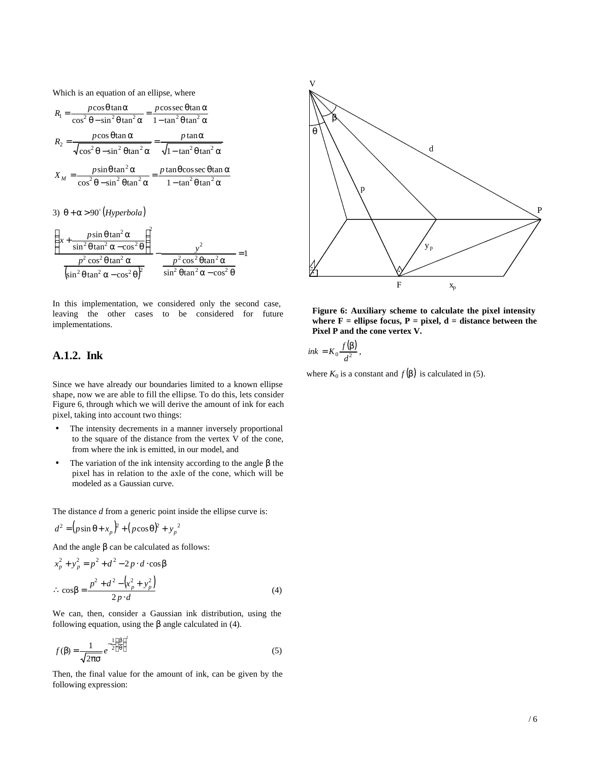Which is an equation of an ellipse, where

$$R_1 = \frac{p\cos\theta\tan\alpha}{\cos^2\theta - \sin^2\theta\tan^2\alpha} = \frac{p\cos\sec\theta\tan\alpha}{1-\tan^2\theta\tan^2\alpha}$$

$$R_2 = \frac{p\cos\theta\tan\alpha}{\sqrt{\cos^2\theta - \sin^2\theta\tan^2\alpha}} = \frac{p\tan\alpha}{\sqrt{1-\tan^2\theta\tan^2\alpha}}$$

$$X_M = \frac{p\sin\theta\tan^2\alpha}{\cos^2\theta - \sin^2\theta\tan^2\alpha} = \frac{p\tan\theta\cos\sec\theta\tan\alpha}{1-\tan^2\theta\tan^2\alpha}$$

3) $\theta + \alpha > 90^\circ$ $(Hyperbola)$

$$\frac{\left(x + \dfrac{p\sin\theta\tan^2\alpha}{\sin^2\theta\tan^2\alpha - \cos^2\theta}\right)^2}{\dfrac{p^2\cos^2\theta\tan^2\alpha}{\left(\sin^2\theta\tan^2\alpha - \cos^2\theta\right)^2}} - \frac{y^2}{\dfrac{p^2\cos^2\theta\tan^2\alpha}{\sin^2\theta\tan^2\alpha - \cos^2\theta}} = 1$$

In this implementation, we considered only the second case, leaving the other cases to be considered for future implementations.

### A.1.2. Ink

Since we have already our boundaries limited to a known ellipse shape, now we are able to fill the ellipse. To do this, lets consider Figure 6, through which we will derive the amount of ink for each pixel, taking into account two things:

- The intensity decrements in a manner inversely proportional to the square of the distance from the vertex V of the cone, from where the ink is emitted, in our model, and
- The variation of the ink intensity according to the angle $\beta$ the pixel has in relation to the axle of the cone, which will be modeled as a Gaussian curve.

The distance $d$ from a generic point inside the ellipse curve is:

$$d^2 = \left(p\sin\theta + x_p\right)^2 + \left(p\cos\theta\right)^2 + {y_p}^2$$

And the angle $\beta$ can be calculated as follows:

$$x_p^2 + y_p^2 = p^2 + d^2 - 2\,p\cdot d\cdot\cos\beta$$

$$\therefore\ \cos\beta = \frac{p^2 + d^2 - \left(x_p^2 + y_p^2\right)}{2\,p\cdot d} \qquad (4)$$

We can, then, consider a Gaussian ink distribution, using the following equation, using the $\beta$ angle calculated in (4).

$$f(\beta) = \frac{1}{\sqrt{2\pi\sigma}}e^{-\frac{1}{2}\left(\frac{\beta}{\sigma}\right)^2} \qquad (5)$$

Then, the final value for the amount of ink, can be given by the following expression:

**Figure 6: Auxiliary scheme to calculate the pixel intensity where F = ellipse focus, P = pixel, d = distance between the Pixel P and the cone vertex V.**

$$ink = K_0\frac{f(\beta)}{d^2},$$

where $K_0$ is a constant and $f(\beta)$ is calculated in (5).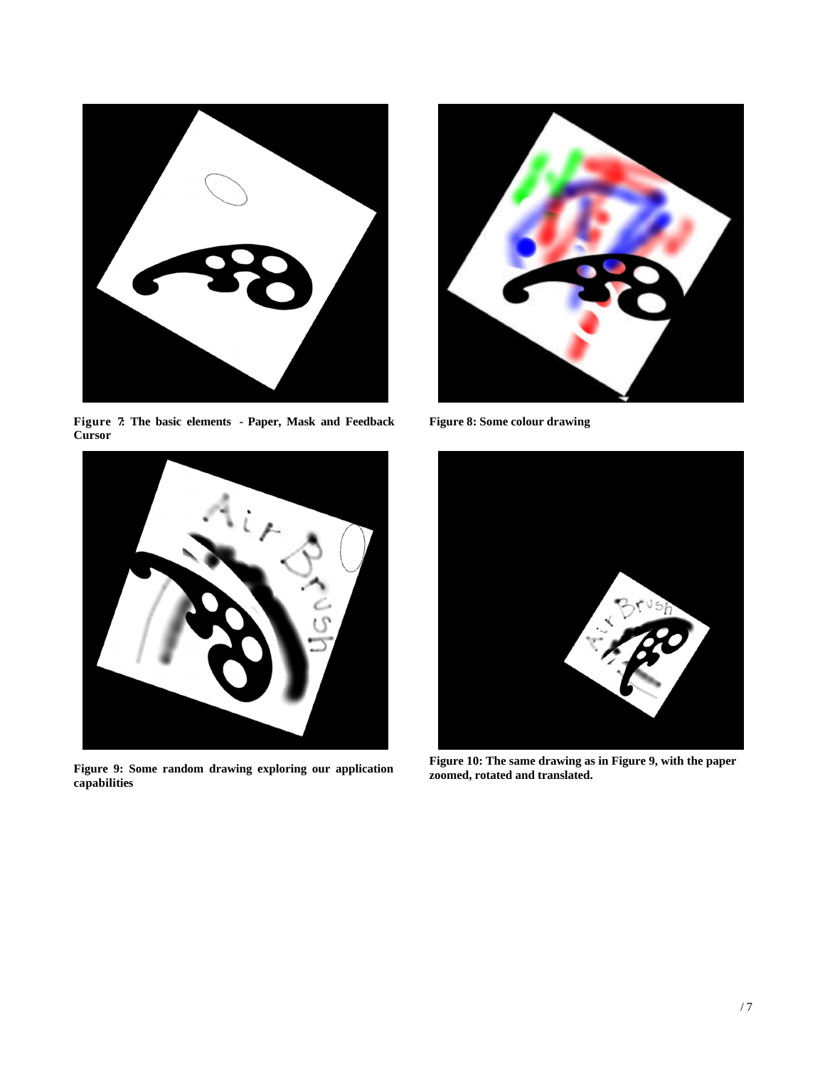**Figure 7: The basic elements - Paper, Mask and Feedback Cursor**

**Figure 8: Some colour drawing**

**Figure 9: Some random drawing exploring our application capabilities**

**Figure 10: The same drawing as in Figure 9, with the paper zoomed, rotated and translated.**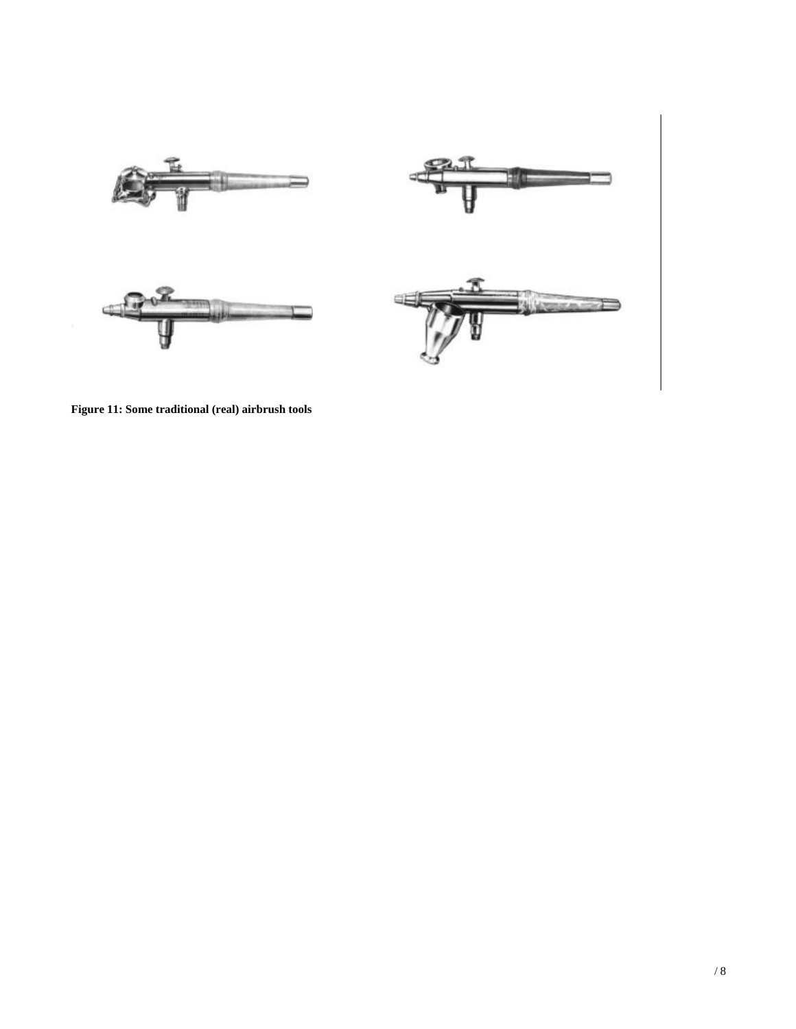**Figure 11: Some traditional (real) airbrush tools**